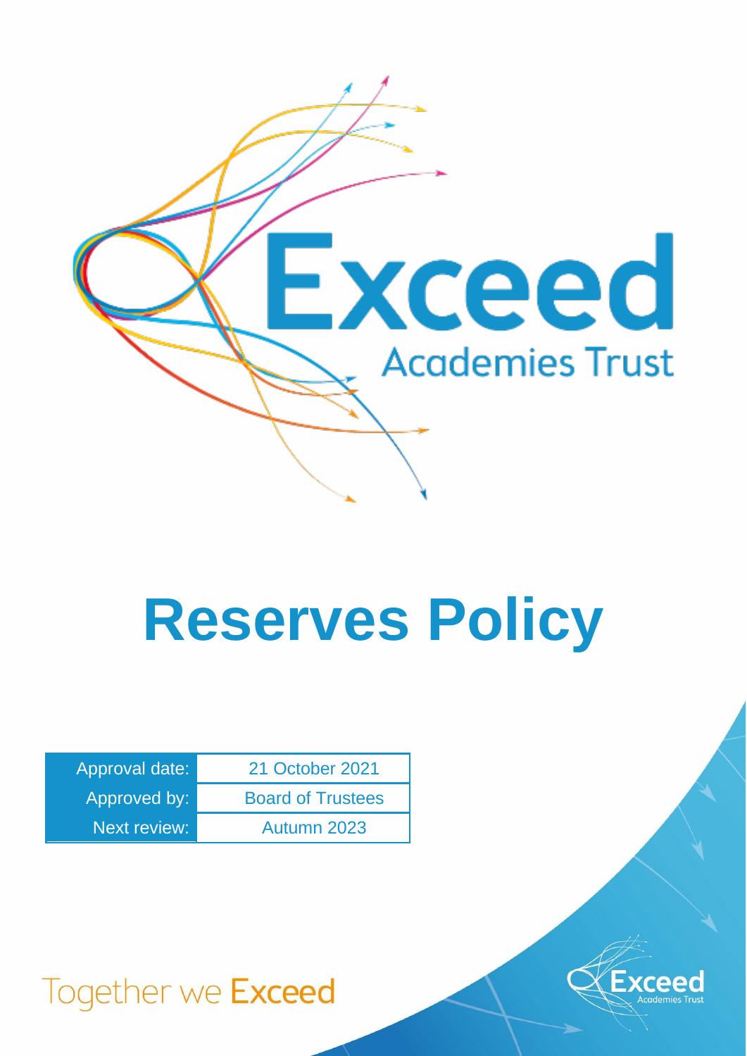Exceed Academies Trust

# Reserves Policy

| Approval date: | 21 October 2021 |
| --- | --- |
| Approved by: | Board of Trustees |
| Next review: | Autumn 2023 |

Together we Exceed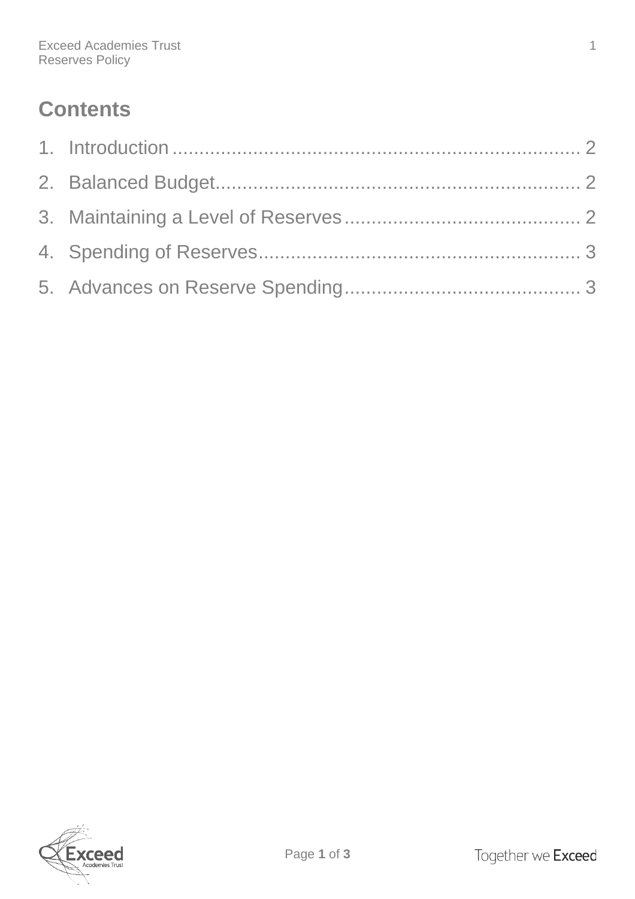# Contents

1. Introduction ........................................................................ 2
2. Balanced Budget.................................................................... 2
3. Maintaining a Level of Reserves ............................................ 2
4. Spending of Reserves............................................................ 3
5. Advances on Reserve Spending............................................ 3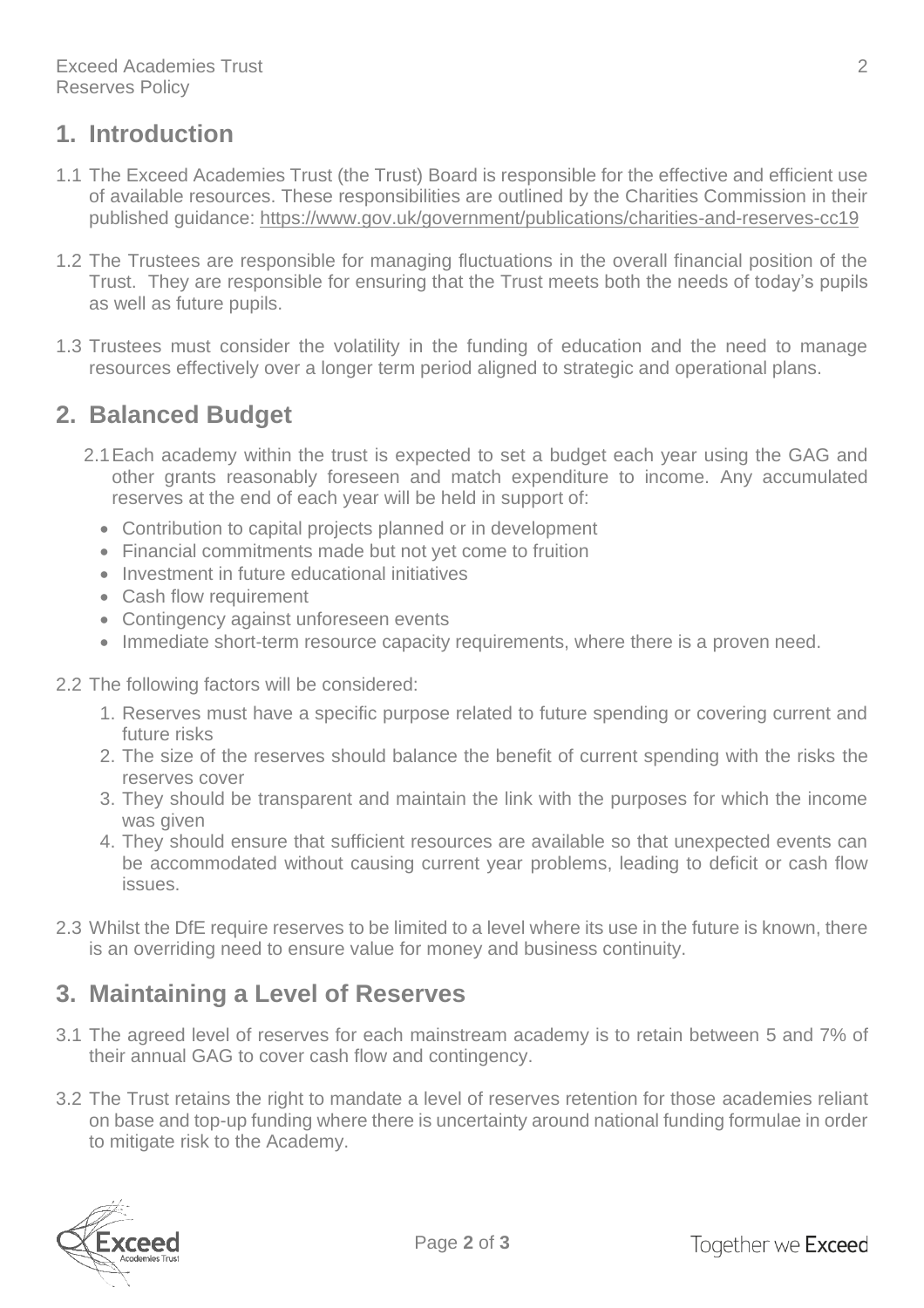## 1. Introduction

1.1 The Exceed Academies Trust (the Trust) Board is responsible for the effective and efficient use of available resources. These responsibilities are outlined by the Charities Commission in their published guidance: https://www.gov.uk/government/publications/charities-and-reserves-cc19

1.2 The Trustees are responsible for managing fluctuations in the overall financial position of the Trust. They are responsible for ensuring that the Trust meets both the needs of today's pupils as well as future pupils.

1.3 Trustees must consider the volatility in the funding of education and the need to manage resources effectively over a longer term period aligned to strategic and operational plans.

## 2. Balanced Budget

2.1 Each academy within the trust is expected to set a budget each year using the GAG and other grants reasonably foreseen and match expenditure to income. Any accumulated reserves at the end of each year will be held in support of:

- Contribution to capital projects planned or in development
- Financial commitments made but not yet come to fruition
- Investment in future educational initiatives
- Cash flow requirement
- Contingency against unforeseen events
- Immediate short-term resource capacity requirements, where there is a proven need.

2.2 The following factors will be considered:

1. Reserves must have a specific purpose related to future spending or covering current and future risks
2. The size of the reserves should balance the benefit of current spending with the risks the reserves cover
3. They should be transparent and maintain the link with the purposes for which the income was given
4. They should ensure that sufficient resources are available so that unexpected events can be accommodated without causing current year problems, leading to deficit or cash flow issues.

2.3 Whilst the DfE require reserves to be limited to a level where its use in the future is known, there is an overriding need to ensure value for money and business continuity.

## 3. Maintaining a Level of Reserves

3.1 The agreed level of reserves for each mainstream academy is to retain between 5 and 7% of their annual GAG to cover cash flow and contingency.

3.2 The Trust retains the right to mandate a level of reserves retention for those academies reliant on base and top-up funding where there is uncertainty around national funding formulae in order to mitigate risk to the Academy.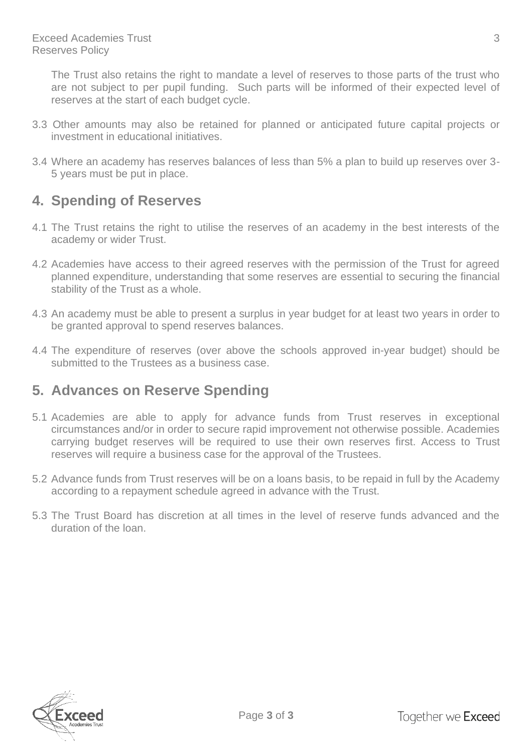The Trust also retains the right to mandate a level of reserves to those parts of the trust who are not subject to per pupil funding. Such parts will be informed of their expected level of reserves at the start of each budget cycle.

3.3 Other amounts may also be retained for planned or anticipated future capital projects or investment in educational initiatives.

3.4 Where an academy has reserves balances of less than 5% a plan to build up reserves over 3-5 years must be put in place.

## 4. Spending of Reserves

4.1 The Trust retains the right to utilise the reserves of an academy in the best interests of the academy or wider Trust.

4.2 Academies have access to their agreed reserves with the permission of the Trust for agreed planned expenditure, understanding that some reserves are essential to securing the financial stability of the Trust as a whole.

4.3 An academy must be able to present a surplus in year budget for at least two years in order to be granted approval to spend reserves balances.

4.4 The expenditure of reserves (over above the schools approved in-year budget) should be submitted to the Trustees as a business case.

## 5. Advances on Reserve Spending

5.1 Academies are able to apply for advance funds from Trust reserves in exceptional circumstances and/or in order to secure rapid improvement not otherwise possible. Academies carrying budget reserves will be required to use their own reserves first. Access to Trust reserves will require a business case for the approval of the Trustees.

5.2 Advance funds from Trust reserves will be on a loans basis, to be repaid in full by the Academy according to a repayment schedule agreed in advance with the Trust.

5.3 The Trust Board has discretion at all times in the level of reserve funds advanced and the duration of the loan.